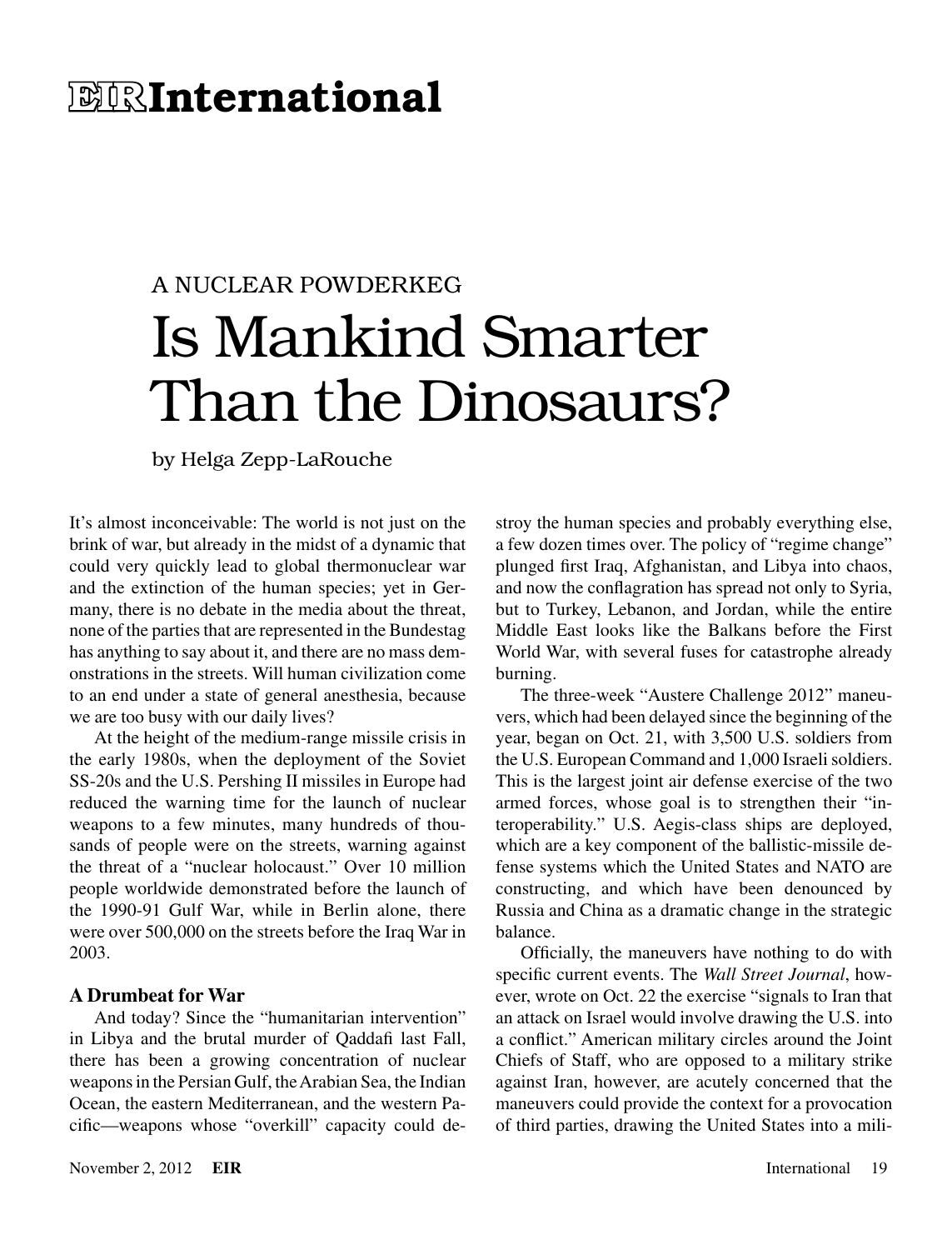# EIR International

A NUCLEAR POWDERKEG

# Is Mankind Smarter Than the Dinosaurs?

by Helga Zepp-LaRouche

It's almost inconceivable: The world is not just on the brink of war, but already in the midst of a dynamic that could very quickly lead to global thermonuclear war and the extinction of the human species; yet in Germany, there is no debate in the media about the threat, none of the parties that are represented in the Bundestag has anything to say about it, and there are no mass demonstrations in the streets. Will human civilization come to an end under a state of general anesthesia, because we are too busy with our daily lives?

At the height of the medium-range missile crisis in the early 1980s, when the deployment of the Soviet SS-20s and the U.S. Pershing II missiles in Europe had reduced the warning time for the launch of nuclear weapons to a few minutes, many hundreds of thousands of people were on the streets, warning against the threat of a "nuclear holocaust." Over 10 million people worldwide demonstrated before the launch of the 1990-91 Gulf War, while in Berlin alone, there were over 500,000 on the streets before the Iraq War in 2003.

## A Drumbeat for War

And today? Since the "humanitarian intervention" in Libya and the brutal murder of Qaddafi last Fall, there has been a growing concentration of nuclear weapons in the Persian Gulf, the Arabian Sea, the Indian Ocean, the eastern Mediterranean, and the western Pacific—weapons whose "overkill" capacity could destroy the human species and probably everything else, a few dozen times over. The policy of "regime change" plunged first Iraq, Afghanistan, and Libya into chaos, and now the conflagration has spread not only to Syria, but to Turkey, Lebanon, and Jordan, while the entire Middle East looks like the Balkans before the First World War, with several fuses for catastrophe already burning.

The three-week "Austere Challenge 2012" maneuvers, which had been delayed since the beginning of the year, began on Oct. 21, with 3,500 U.S. soldiers from the U.S. European Command and 1,000 Israeli soldiers. This is the largest joint air defense exercise of the two armed forces, whose goal is to strengthen their "interoperability." U.S. Aegis-class ships are deployed, which are a key component of the ballistic-missile defense systems which the United States and NATO are constructing, and which have been denounced by Russia and China as a dramatic change in the strategic balance.

Officially, the maneuvers have nothing to do with specific current events. The *Wall Street Journal*, however, wrote on Oct. 22 the exercise "signals to Iran that an attack on Israel would involve drawing the U.S. into a conflict." American military circles around the Joint Chiefs of Staff, who are opposed to a military strike against Iran, however, are acutely concerned that the maneuvers could provide the context for a provocation of third parties, drawing the United States into a mili-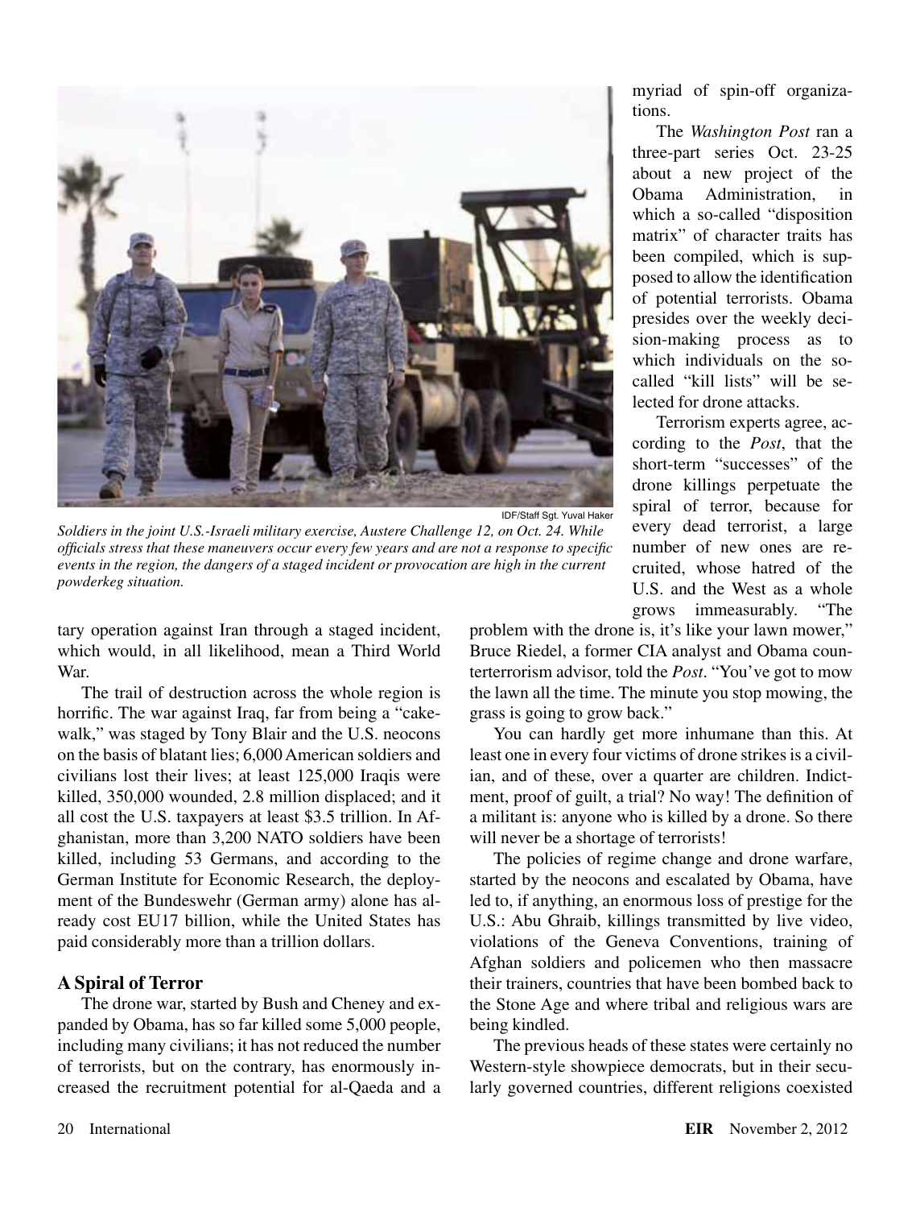IDF/Staff Sgt. Yuval Haker

*Soldiers in the joint U.S.-Israeli military exercise, Austere Challenge 12, on Oct. 24. While officials stress that these maneuvers occur every few years and are not a response to specific events in the region, the dangers of a staged incident or provocation are high in the current powderkeg situation.*

tary operation against Iran through a staged incident, which would, in all likelihood, mean a Third World War.

The trail of destruction across the whole region is horrific. The war against Iraq, far from being a "cakewalk," was staged by Tony Blair and the U.S. neocons on the basis of blatant lies; 6,000 American soldiers and civilians lost their lives; at least 125,000 Iraqis were killed, 350,000 wounded, 2.8 million displaced; and it all cost the U.S. taxpayers at least $3.5 trillion. In Afghanistan, more than 3,200 NATO soldiers have been killed, including 53 Germans, and according to the German Institute for Economic Research, the deployment of the Bundeswehr (German army) alone has already cost EU17 billion, while the United States has paid considerably more than a trillion dollars.

## A Spiral of Terror

The drone war, started by Bush and Cheney and expanded by Obama, has so far killed some 5,000 people, including many civilians; it has not reduced the number of terrorists, but on the contrary, has enormously increased the recruitment potential for al-Qaeda and a myriad of spin-off organizations.

The *Washington Post* ran a three-part series Oct. 23-25 about a new project of the Obama Administration, in which a so-called "disposition matrix" of character traits has been compiled, which is supposed to allow the identification of potential terrorists. Obama presides over the weekly decision-making process as to which individuals on the so-called "kill lists" will be selected for drone attacks.

Terrorism experts agree, according to the *Post*, that the short-term "successes" of the drone killings perpetuate the spiral of terror, because for every dead terrorist, a large number of new ones are recruited, whose hatred of the U.S. and the West as a whole grows immeasurably. "The problem with the drone is, it's like your lawn mower," Bruce Riedel, a former CIA analyst and Obama counterterrorism advisor, told the *Post*. "You've got to mow the lawn all the time. The minute you stop mowing, the grass is going to grow back."

You can hardly get more inhumane than this. At least one in every four victims of drone strikes is a civilian, and of these, over a quarter are children. Indictment, proof of guilt, a trial? No way! The definition of a militant is: anyone who is killed by a drone. So there will never be a shortage of terrorists!

The policies of regime change and drone warfare, started by the neocons and escalated by Obama, have led to, if anything, an enormous loss of prestige for the U.S.: Abu Ghraib, killings transmitted by live video, violations of the Geneva Conventions, training of Afghan soldiers and policemen who then massacre their trainers, countries that have been bombed back to the Stone Age and where tribal and religious wars are being kindled.

The previous heads of these states were certainly no Western-style showpiece democrats, but in their secularly governed countries, different religions coexisted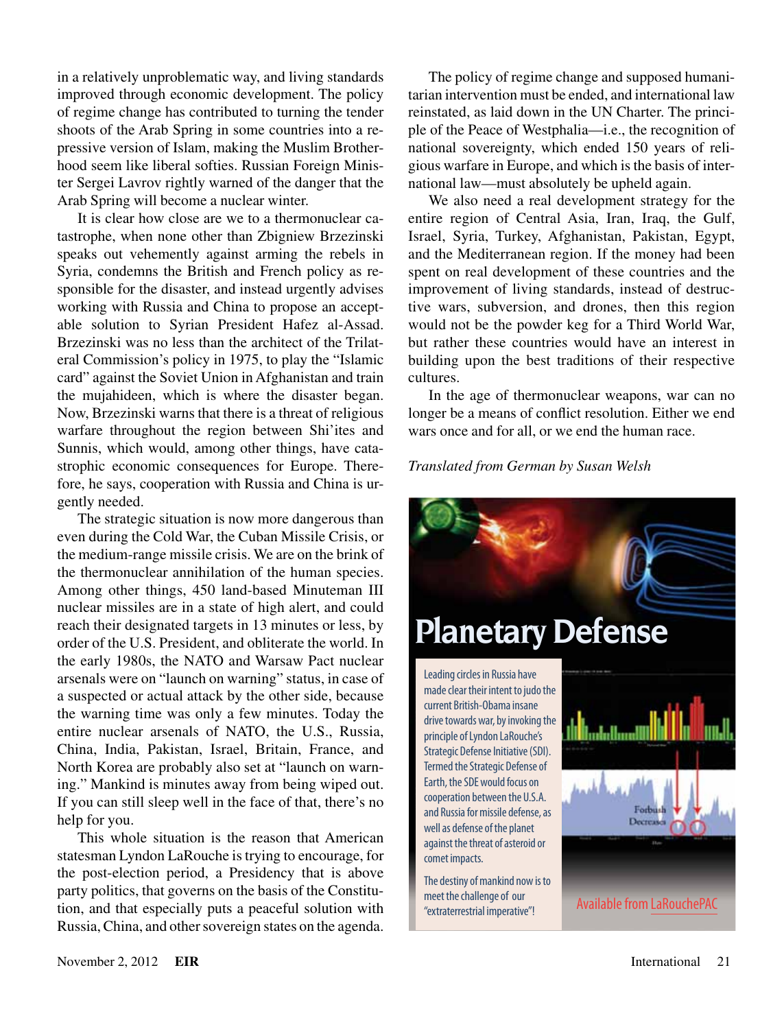in a relatively unproblematic way, and living standards improved through economic development. The policy of regime change has contributed to turning the tender shoots of the Arab Spring in some countries into a repressive version of Islam, making the Muslim Brotherhood seem like liberal softies. Russian Foreign Minister Sergei Lavrov rightly warned of the danger that the Arab Spring will become a nuclear winter.

It is clear how close are we to a thermonuclear catastrophe, when none other than Zbigniew Brzezinski speaks out vehemently against arming the rebels in Syria, condemns the British and French policy as responsible for the disaster, and instead urgently advises working with Russia and China to propose an acceptable solution to Syrian President Hafez al-Assad. Brzezinski was no less than the architect of the Trilateral Commission's policy in 1975, to play the "Islamic card" against the Soviet Union in Afghanistan and train the mujahideen, which is where the disaster began. Now, Brzezinski warns that there is a threat of religious warfare throughout the region between Shi'ites and Sunnis, which would, among other things, have catastrophic economic consequences for Europe. Therefore, he says, cooperation with Russia and China is urgently needed.

The strategic situation is now more dangerous than even during the Cold War, the Cuban Missile Crisis, or the medium-range missile crisis. We are on the brink of the thermonuclear annihilation of the human species. Among other things, 450 land-based Minuteman III nuclear missiles are in a state of high alert, and could reach their designated targets in 13 minutes or less, by order of the U.S. President, and obliterate the world. In the early 1980s, the NATO and Warsaw Pact nuclear arsenals were on "launch on warning" status, in case of a suspected or actual attack by the other side, because the warning time was only a few minutes. Today the entire nuclear arsenals of NATO, the U.S., Russia, China, India, Pakistan, Israel, Britain, France, and North Korea are probably also set at "launch on warning." Mankind is minutes away from being wiped out. If you can still sleep well in the face of that, there's no help for you.

This whole situation is the reason that American statesman Lyndon LaRouche is trying to encourage, for the post-election period, a Presidency that is above party politics, that governs on the basis of the Constitution, and that especially puts a peaceful solution with Russia, China, and other sovereign states on the agenda.

The policy of regime change and supposed humanitarian intervention must be ended, and international law reinstated, as laid down in the UN Charter. The principle of the Peace of Westphalia—i.e., the recognition of national sovereignty, which ended 150 years of religious warfare in Europe, and which is the basis of international law—must absolutely be upheld again.

We also need a real development strategy for the entire region of Central Asia, Iran, Iraq, the Gulf, Israel, Syria, Turkey, Afghanistan, Pakistan, Egypt, and the Mediterranean region. If the money had been spent on real development of these countries and the improvement of living standards, instead of destructive wars, subversion, and drones, then this region would not be the powder keg for a Third World War, but rather these countries would have an interest in building upon the best traditions of their respective cultures.

In the age of thermonuclear weapons, war can no longer be a means of conflict resolution. Either we end wars once and for all, or we end the human race.

*Translated from German by Susan Welsh*

## Planetary Defense

Leading circles in Russia have made clear their intent to judo the current British-Obama insane drive towards war, by invoking the principle of Lyndon LaRouche's Strategic Defense Initiative (SDI). Termed the Strategic Defense of Earth, the SDE would focus on cooperation between the U.S.A. and Russia for missile defense, as well as defense of the planet against the threat of asteroid or comet impacts.

The destiny of mankind now is to meet the challenge of our "extraterrestrial imperative"!

Forbush Decreases

Available from LaRouchePAC